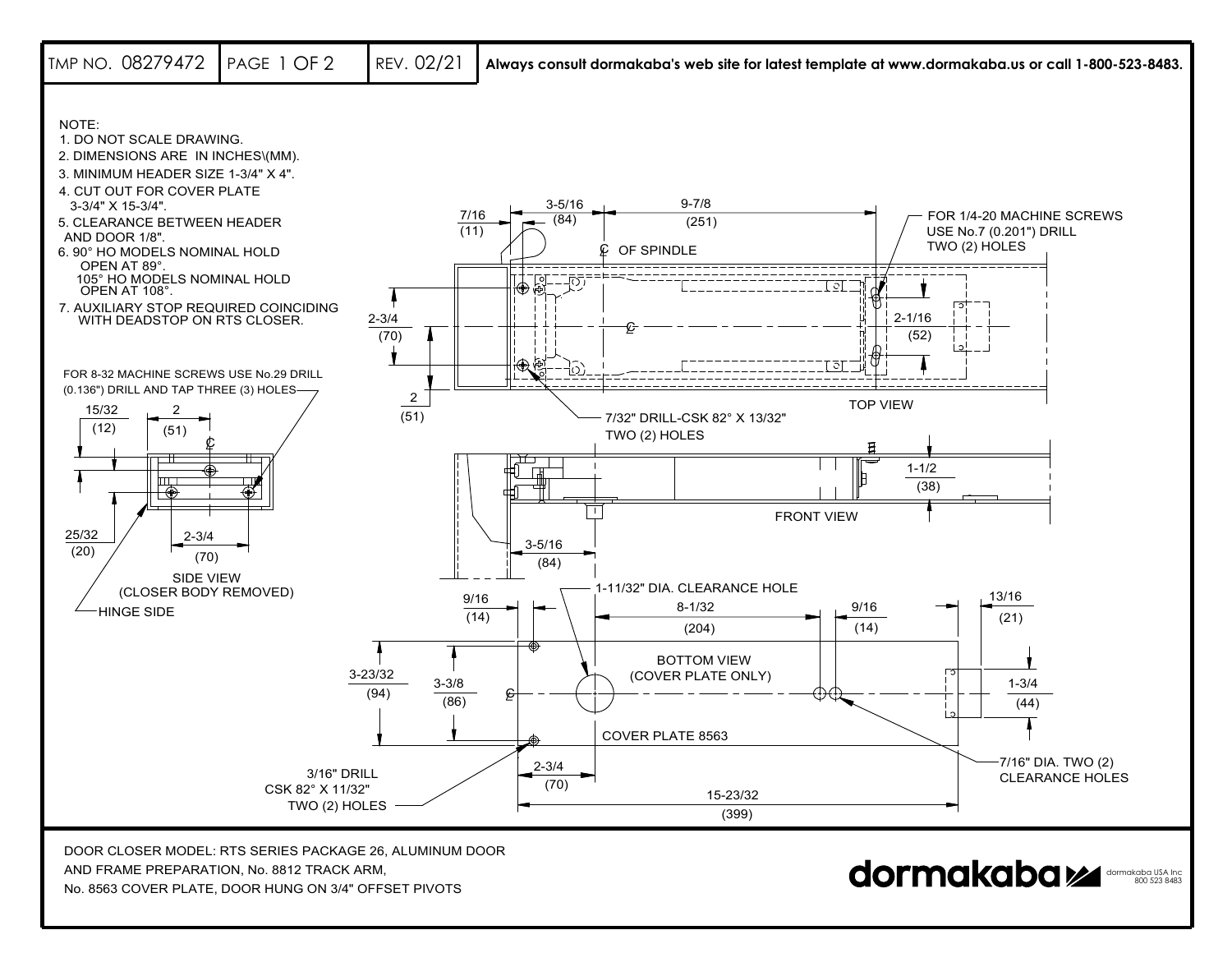| TMP NO. 08279472 | PAGE 1 OF 2 | REV. 02/21 | **Always consult dormakaba's web site for latest template at www.dormakaba.us or call 1-800-523-8483.** |
| --- | --- | --- | --- |

NOTE:

1. DO NOT SCALE DRAWING.
2. DIMENSIONS ARE IN INCHES\(MM).
3. MINIMUM HEADER SIZE 1-3/4" X 4".
4. CUT OUT FOR COVER PLATE 3-3/4" X 15-3/4".
5. CLEARANCE BETWEEN HEADER AND DOOR 1/8".
6. 90° HO MODELS NOMINAL HOLD OPEN AT 89°. 105° HO MODELS NOMINAL HOLD OPEN AT 108°.
7. AUXILIARY STOP REQUIRED COINCIDING WITH DEADSTOP ON RTS CLOSER.

FOR 8-32 MACHINE SCREWS USE No.29 DRILL (0.136") DRILL AND TAP THREE (3) HOLES

15/32 (12)

2 (51)

25/32 (20)

2-3/4 (70)

SIDE VIEW (CLOSER BODY REMOVED)

HINGE SIDE

7/16 (11)

3-5/16 (84)

9-7/8 (251)

℄ OF SPINDLE

FOR 1/4-20 MACHINE SCREWS USE No.7 (0.201") DRILL TWO (2) HOLES

2-3/4 (70)

2 (51)

2-1/16 (52)

7/32" DRILL-CSK 82° X 13/32" TWO (2) HOLES

TOP VIEW

1-1/2 (38)

FRONT VIEW

3-5/16 (84)

1-11/32" DIA. CLEARANCE HOLE

9/16 (14)

8-1/32 (204)

9/16 (14)

13/16 (21)

BOTTOM VIEW (COVER PLATE ONLY)

3-23/32 (94)

3-3/8 (86)

1-3/4 (44)

COVER PLATE 8563

3/16" DRILL CSK 82° X 11/32" TWO (2) HOLES

2-3/4 (70)

15-23/32 (399)

7/16" DIA. TWO (2) CLEARANCE HOLES

DOOR CLOSER MODEL: RTS SERIES PACKAGE 26, ALUMINUM DOOR AND FRAME PREPARATION, No. 8812 TRACK ARM, No. 8563 COVER PLATE, DOOR HUNG ON 3/4" OFFSET PIVOTS

dormakaba — dormakaba USA Inc 800 523 8483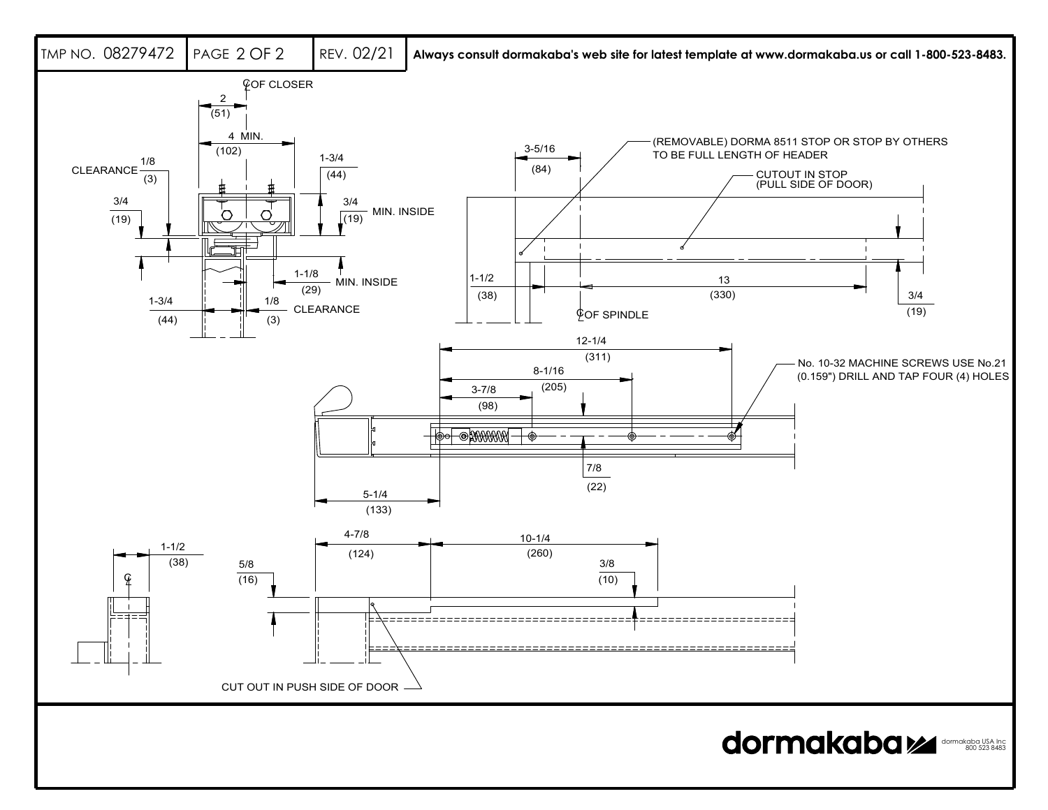TMP NO. 08279472 | PAGE 2 OF 2 | REV. 02/21 | **Always consult dormakaba's web site for latest template at www.dormakaba.us or call 1-800-523-8483.**

℄ OF CLOSER

2 (51)

4 MIN. (102)

1/8 (3) CLEARANCE

3/4 (19)

1-3/4 (44)

3/4 (19) MIN. INSIDE

1-1/8 (29) MIN. INSIDE

1-3/4 (44)

1/8 (3) CLEARANCE

3-5/16 (84)

(REMOVABLE) DORMA 8511 STOP OR STOP BY OTHERS TO BE FULL LENGTH OF HEADER

CUTOUT IN STOP (PULL SIDE OF DOOR)

1-1/2 (38)

13 (330)

3/4 (19)

℄ OF SPINDLE

12-1/4 (311)

8-1/16 (205)

3-7/8 (98)

No. 10-32 MACHINE SCREWS USE No.21 (0.159") DRILL AND TAP FOUR (4) HOLES

7/8 (22)

5-1/4 (133)

1-1/2 (38)

℄

4-7/8 (124)

10-1/4 (260)

5/8 (16)

3/8 (10)

CUT OUT IN PUSH SIDE OF DOOR

dormakaba

dormakaba USA Inc
800 523 8483